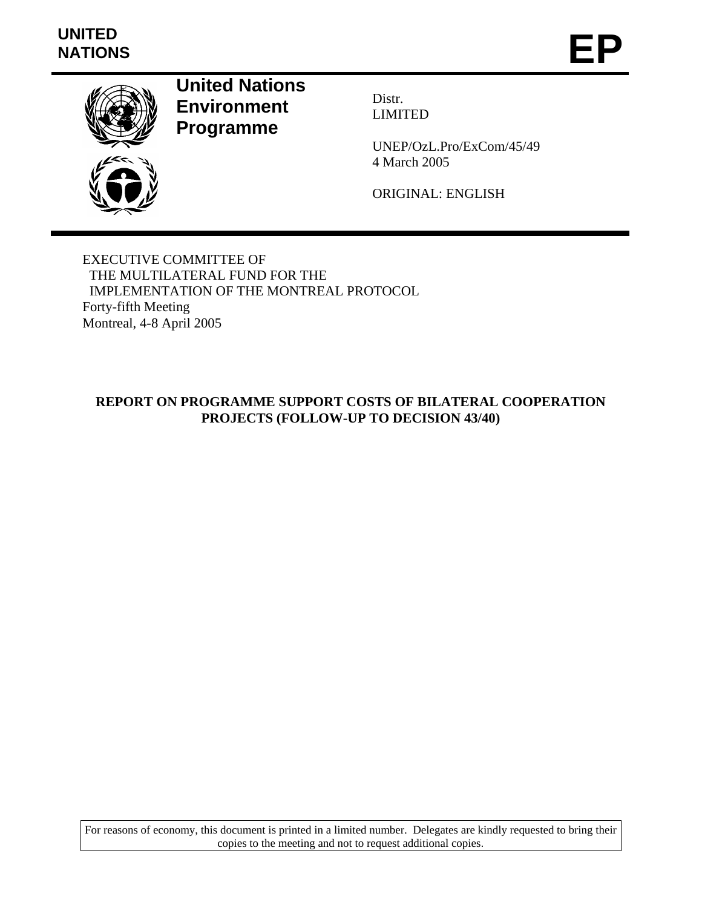**UNITED NATIONS** **EP**

**United Nations Environment Programme**

Distr.
LIMITED

UNEP/OzL.Pro/ExCom/45/49
4 March 2005

ORIGINAL: ENGLISH

EXECUTIVE COMMITTEE OF
THE MULTILATERAL FUND FOR THE
IMPLEMENTATION OF THE MONTREAL PROTOCOL
Forty-fifth Meeting
Montreal, 4-8 April 2005

**REPORT ON PROGRAMME SUPPORT COSTS OF BILATERAL COOPERATION PROJECTS (FOLLOW-UP TO DECISION 43/40)**

For reasons of economy, this document is printed in a limited number. Delegates are kindly requested to bring their copies to the meeting and not to request additional copies.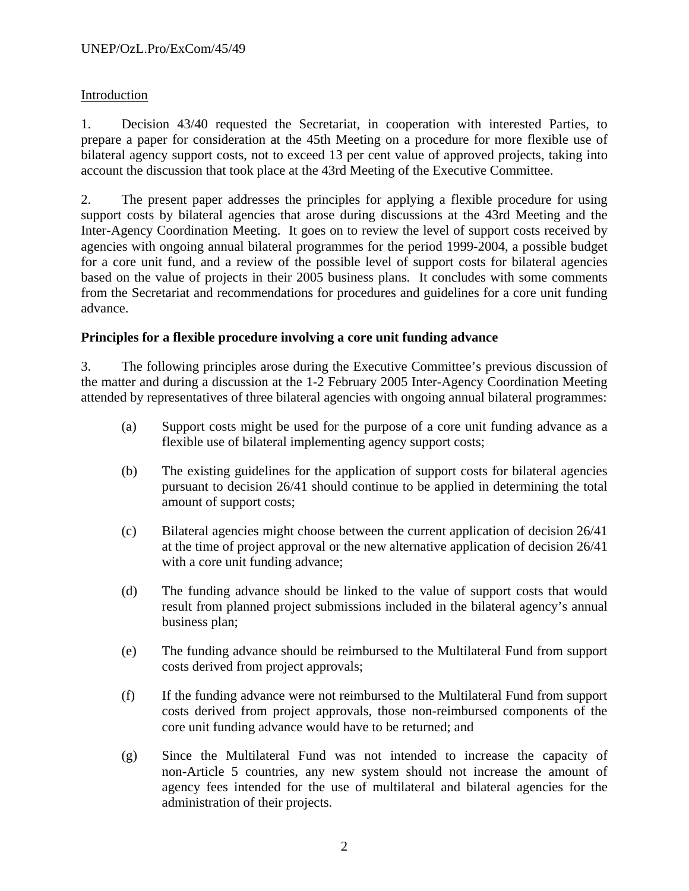Introduction

1. Decision 43/40 requested the Secretariat, in cooperation with interested Parties, to prepare a paper for consideration at the 45th Meeting on a procedure for more flexible use of bilateral agency support costs, not to exceed 13 per cent value of approved projects, taking into account the discussion that took place at the 43rd Meeting of the Executive Committee.

2. The present paper addresses the principles for applying a flexible procedure for using support costs by bilateral agencies that arose during discussions at the 43rd Meeting and the Inter-Agency Coordination Meeting. It goes on to review the level of support costs received by agencies with ongoing annual bilateral programmes for the period 1999-2004, a possible budget for a core unit fund, and a review of the possible level of support costs for bilateral agencies based on the value of projects in their 2005 business plans. It concludes with some comments from the Secretariat and recommendations for procedures and guidelines for a core unit funding advance.

**Principles for a flexible procedure involving a core unit funding advance**

3. The following principles arose during the Executive Committee's previous discussion of the matter and during a discussion at the 1-2 February 2005 Inter-Agency Coordination Meeting attended by representatives of three bilateral agencies with ongoing annual bilateral programmes:

(a) Support costs might be used for the purpose of a core unit funding advance as a flexible use of bilateral implementing agency support costs;

(b) The existing guidelines for the application of support costs for bilateral agencies pursuant to decision 26/41 should continue to be applied in determining the total amount of support costs;

(c) Bilateral agencies might choose between the current application of decision 26/41 at the time of project approval or the new alternative application of decision 26/41 with a core unit funding advance;

(d) The funding advance should be linked to the value of support costs that would result from planned project submissions included in the bilateral agency's annual business plan;

(e) The funding advance should be reimbursed to the Multilateral Fund from support costs derived from project approvals;

(f) If the funding advance were not reimbursed to the Multilateral Fund from support costs derived from project approvals, those non-reimbursed components of the core unit funding advance would have to be returned; and

(g) Since the Multilateral Fund was not intended to increase the capacity of non-Article 5 countries, any new system should not increase the amount of agency fees intended for the use of multilateral and bilateral agencies for the administration of their projects.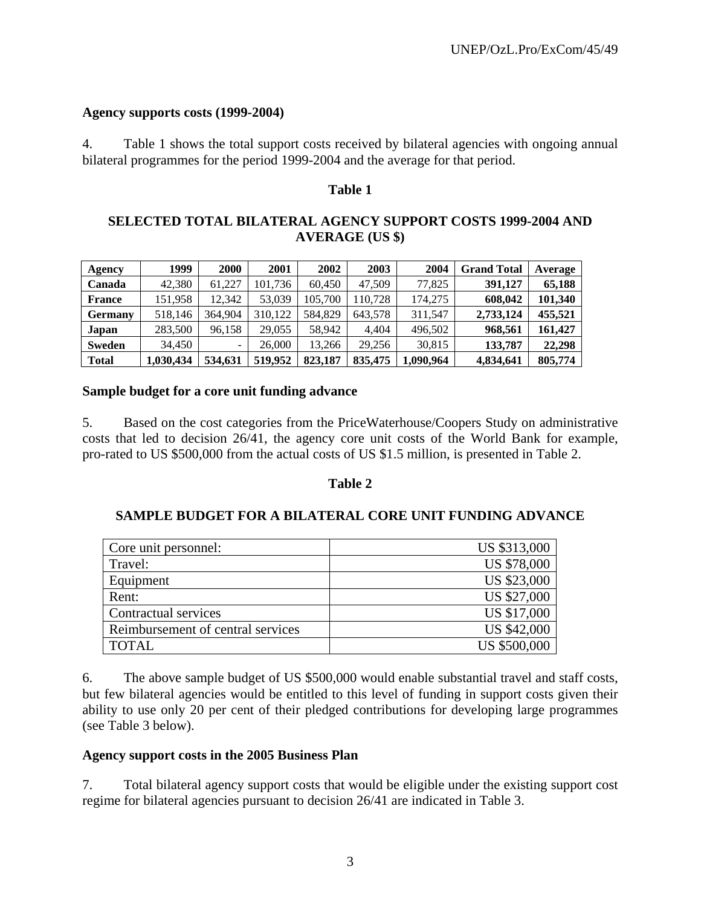**Agency supports costs (1999-2004)**

4. Table 1 shows the total support costs received by bilateral agencies with ongoing annual bilateral programmes for the period 1999-2004 and the average for that period.

**Table 1**

**SELECTED TOTAL BILATERAL AGENCY SUPPORT COSTS 1999-2004 AND AVERAGE (US $)**

| Agency | 1999 | 2000 | 2001 | 2002 | 2003 | 2004 | Grand Total | Average |
|---|---|---|---|---|---|---|---|---|
| **Canada** | 42,380 | 61,227 | 101,736 | 60,450 | 47,509 | 77,825 | **391,127** | **65,188** |
| **France** | 151,958 | 12,342 | 53,039 | 105,700 | 110,728 | 174,275 | **608,042** | **101,340** |
| **Germany** | 518,146 | 364,904 | 310,122 | 584,829 | 643,578 | 311,547 | **2,733,124** | **455,521** |
| **Japan** | 283,500 | 96,158 | 29,055 | 58,942 | 4,404 | 496,502 | **968,561** | **161,427** |
| **Sweden** | 34,450 | - | 26,000 | 13,266 | 29,256 | 30,815 | **133,787** | **22,298** |
| **Total** | **1,030,434** | **534,631** | **519,952** | **823,187** | **835,475** | **1,090,964** | **4,834,641** | **805,774** |

**Sample budget for a core unit funding advance**

5. Based on the cost categories from the PriceWaterhouse/Coopers Study on administrative costs that led to decision 26/41, the agency core unit costs of the World Bank for example, pro-rated to US $500,000 from the actual costs of US $1.5 million, is presented in Table 2.

**Table 2**

**SAMPLE BUDGET FOR A BILATERAL CORE UNIT FUNDING ADVANCE**

| | |
|---|---|
| Core unit personnel: | US $313,000 |
| Travel: | US $78,000 |
| Equipment | US $23,000 |
| Rent: | US $27,000 |
| Contractual services | US $17,000 |
| Reimbursement of central services | US $42,000 |
| TOTAL | US $500,000 |

6. The above sample budget of US $500,000 would enable substantial travel and staff costs, but few bilateral agencies would be entitled to this level of funding in support costs given their ability to use only 20 per cent of their pledged contributions for developing large programmes (see Table 3 below).

**Agency support costs in the 2005 Business Plan**

7. Total bilateral agency support costs that would be eligible under the existing support cost regime for bilateral agencies pursuant to decision 26/41 are indicated in Table 3.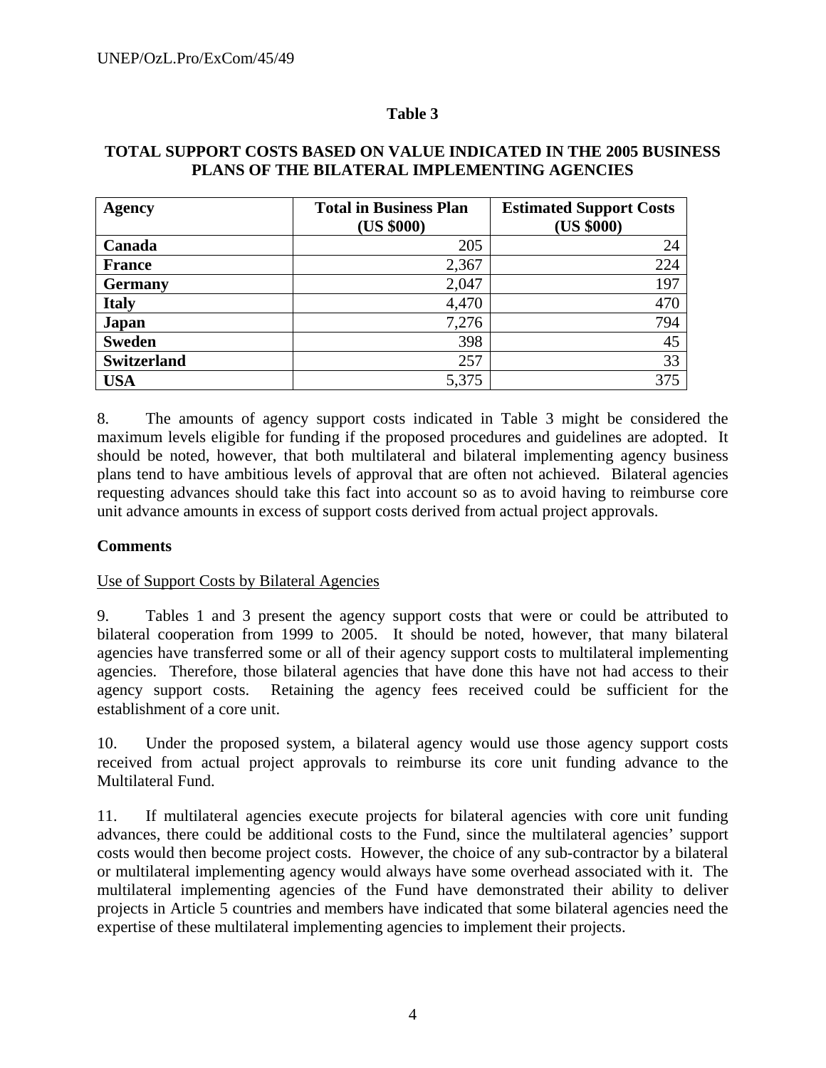**Table 3**

**TOTAL SUPPORT COSTS BASED ON VALUE INDICATED IN THE 2005 BUSINESS PLANS OF THE BILATERAL IMPLEMENTING AGENCIES**

| Agency | Total in Business Plan (US $000) | Estimated Support Costs (US $000) |
|---|---:|---:|
| **Canada** | 205 | 24 |
| **France** | 2,367 | 224 |
| **Germany** | 2,047 | 197 |
| **Italy** | 4,470 | 470 |
| **Japan** | 7,276 | 794 |
| **Sweden** | 398 | 45 |
| **Switzerland** | 257 | 33 |
| **USA** | 5,375 | 375 |

8. The amounts of agency support costs indicated in Table 3 might be considered the maximum levels eligible for funding if the proposed procedures and guidelines are adopted. It should be noted, however, that both multilateral and bilateral implementing agency business plans tend to have ambitious levels of approval that are often not achieved. Bilateral agencies requesting advances should take this fact into account so as to avoid having to reimburse core unit advance amounts in excess of support costs derived from actual project approvals.

**Comments**

Use of Support Costs by Bilateral Agencies

9. Tables 1 and 3 present the agency support costs that were or could be attributed to bilateral cooperation from 1999 to 2005. It should be noted, however, that many bilateral agencies have transferred some or all of their agency support costs to multilateral implementing agencies. Therefore, those bilateral agencies that have done this have not had access to their agency support costs. Retaining the agency fees received could be sufficient for the establishment of a core unit.

10. Under the proposed system, a bilateral agency would use those agency support costs received from actual project approvals to reimburse its core unit funding advance to the Multilateral Fund.

11. If multilateral agencies execute projects for bilateral agencies with core unit funding advances, there could be additional costs to the Fund, since the multilateral agencies' support costs would then become project costs. However, the choice of any sub-contractor by a bilateral or multilateral implementing agency would always have some overhead associated with it. The multilateral implementing agencies of the Fund have demonstrated their ability to deliver projects in Article 5 countries and members have indicated that some bilateral agencies need the expertise of these multilateral implementing agencies to implement their projects.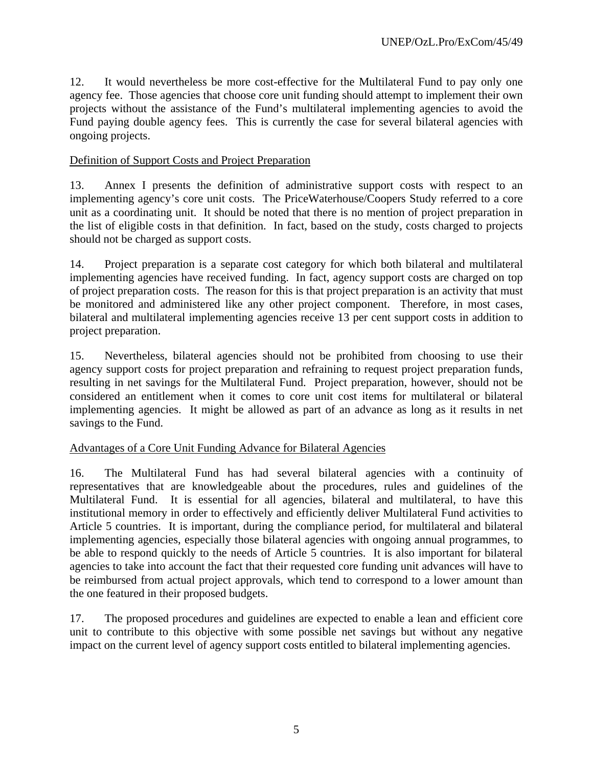12. It would nevertheless be more cost-effective for the Multilateral Fund to pay only one agency fee. Those agencies that choose core unit funding should attempt to implement their own projects without the assistance of the Fund's multilateral implementing agencies to avoid the Fund paying double agency fees. This is currently the case for several bilateral agencies with ongoing projects.

## Definition of Support Costs and Project Preparation

13. Annex I presents the definition of administrative support costs with respect to an implementing agency's core unit costs. The PriceWaterhouse/Coopers Study referred to a core unit as a coordinating unit. It should be noted that there is no mention of project preparation in the list of eligible costs in that definition. In fact, based on the study, costs charged to projects should not be charged as support costs.

14. Project preparation is a separate cost category for which both bilateral and multilateral implementing agencies have received funding. In fact, agency support costs are charged on top of project preparation costs. The reason for this is that project preparation is an activity that must be monitored and administered like any other project component. Therefore, in most cases, bilateral and multilateral implementing agencies receive 13 per cent support costs in addition to project preparation.

15. Nevertheless, bilateral agencies should not be prohibited from choosing to use their agency support costs for project preparation and refraining to request project preparation funds, resulting in net savings for the Multilateral Fund. Project preparation, however, should not be considered an entitlement when it comes to core unit cost items for multilateral or bilateral implementing agencies. It might be allowed as part of an advance as long as it results in net savings to the Fund.

## Advantages of a Core Unit Funding Advance for Bilateral Agencies

16. The Multilateral Fund has had several bilateral agencies with a continuity of representatives that are knowledgeable about the procedures, rules and guidelines of the Multilateral Fund. It is essential for all agencies, bilateral and multilateral, to have this institutional memory in order to effectively and efficiently deliver Multilateral Fund activities to Article 5 countries. It is important, during the compliance period, for multilateral and bilateral implementing agencies, especially those bilateral agencies with ongoing annual programmes, to be able to respond quickly to the needs of Article 5 countries. It is also important for bilateral agencies to take into account the fact that their requested core funding unit advances will have to be reimbursed from actual project approvals, which tend to correspond to a lower amount than the one featured in their proposed budgets.

17. The proposed procedures and guidelines are expected to enable a lean and efficient core unit to contribute to this objective with some possible net savings but without any negative impact on the current level of agency support costs entitled to bilateral implementing agencies.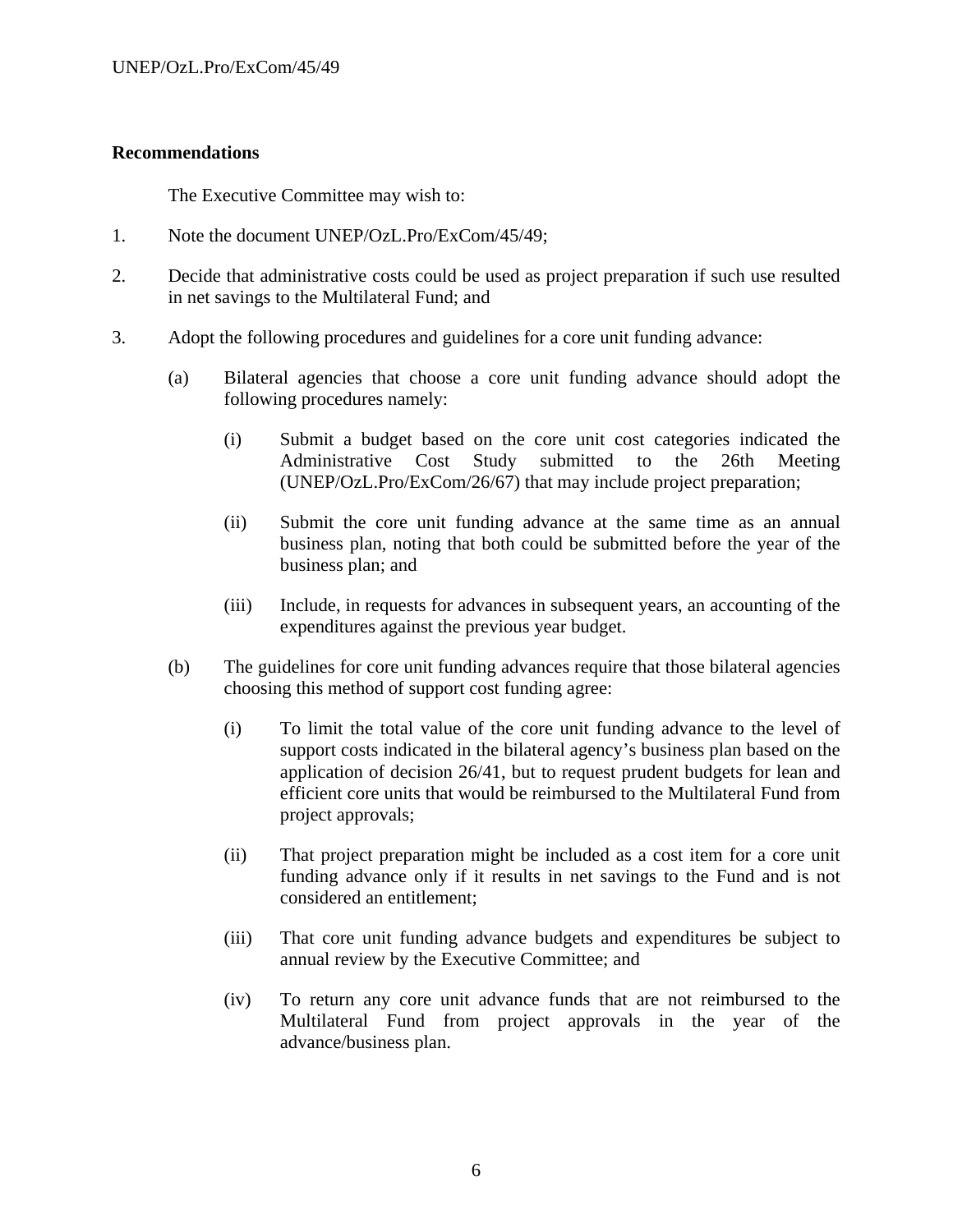**Recommendations**

The Executive Committee may wish to:

1. Note the document UNEP/OzL.Pro/ExCom/45/49;

2. Decide that administrative costs could be used as project preparation if such use resulted in net savings to the Multilateral Fund; and

3. Adopt the following procedures and guidelines for a core unit funding advance:

   (a) Bilateral agencies that choose a core unit funding advance should adopt the following procedures namely:

      (i) Submit a budget based on the core unit cost categories indicated the Administrative Cost Study submitted to the 26th Meeting (UNEP/OzL.Pro/ExCom/26/67) that may include project preparation;

      (ii) Submit the core unit funding advance at the same time as an annual business plan, noting that both could be submitted before the year of the business plan; and

      (iii) Include, in requests for advances in subsequent years, an accounting of the expenditures against the previous year budget.

   (b) The guidelines for core unit funding advances require that those bilateral agencies choosing this method of support cost funding agree:

      (i) To limit the total value of the core unit funding advance to the level of support costs indicated in the bilateral agency's business plan based on the application of decision 26/41, but to request prudent budgets for lean and efficient core units that would be reimbursed to the Multilateral Fund from project approvals;

      (ii) That project preparation might be included as a cost item for a core unit funding advance only if it results in net savings to the Fund and is not considered an entitlement;

      (iii) That core unit funding advance budgets and expenditures be subject to annual review by the Executive Committee; and

      (iv) To return any core unit advance funds that are not reimbursed to the Multilateral Fund from project approvals in the year of the advance/business plan.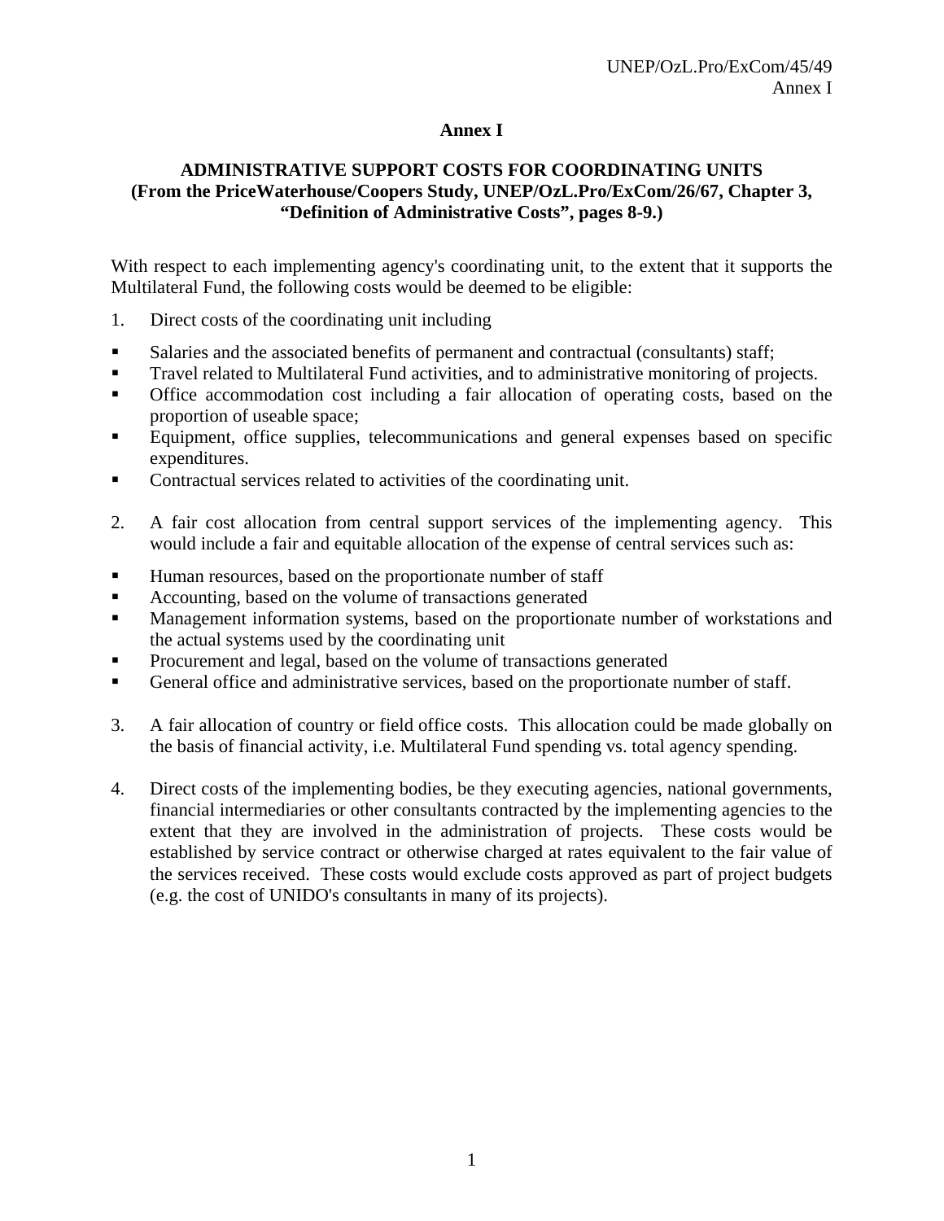# Annex I

## ADMINISTRATIVE SUPPORT COSTS FOR COORDINATING UNITS
**(From the PriceWaterhouse/Coopers Study, UNEP/OzL.Pro/ExCom/26/67, Chapter 3, "Definition of Administrative Costs", pages 8-9.)**

With respect to each implementing agency's coordinating unit, to the extent that it supports the Multilateral Fund, the following costs would be deemed to be eligible:

1. Direct costs of the coordinating unit including

- Salaries and the associated benefits of permanent and contractual (consultants) staff;
- Travel related to Multilateral Fund activities, and to administrative monitoring of projects.
- Office accommodation cost including a fair allocation of operating costs, based on the proportion of useable space;
- Equipment, office supplies, telecommunications and general expenses based on specific expenditures.
- Contractual services related to activities of the coordinating unit.

2. A fair cost allocation from central support services of the implementing agency. This would include a fair and equitable allocation of the expense of central services such as:

- Human resources, based on the proportionate number of staff
- Accounting, based on the volume of transactions generated
- Management information systems, based on the proportionate number of workstations and the actual systems used by the coordinating unit
- Procurement and legal, based on the volume of transactions generated
- General office and administrative services, based on the proportionate number of staff.

3. A fair allocation of country or field office costs. This allocation could be made globally on the basis of financial activity, i.e. Multilateral Fund spending vs. total agency spending.

4. Direct costs of the implementing bodies, be they executing agencies, national governments, financial intermediaries or other consultants contracted by the implementing agencies to the extent that they are involved in the administration of projects. These costs would be established by service contract or otherwise charged at rates equivalent to the fair value of the services received. These costs would exclude costs approved as part of project budgets (e.g. the cost of UNIDO's consultants in many of its projects).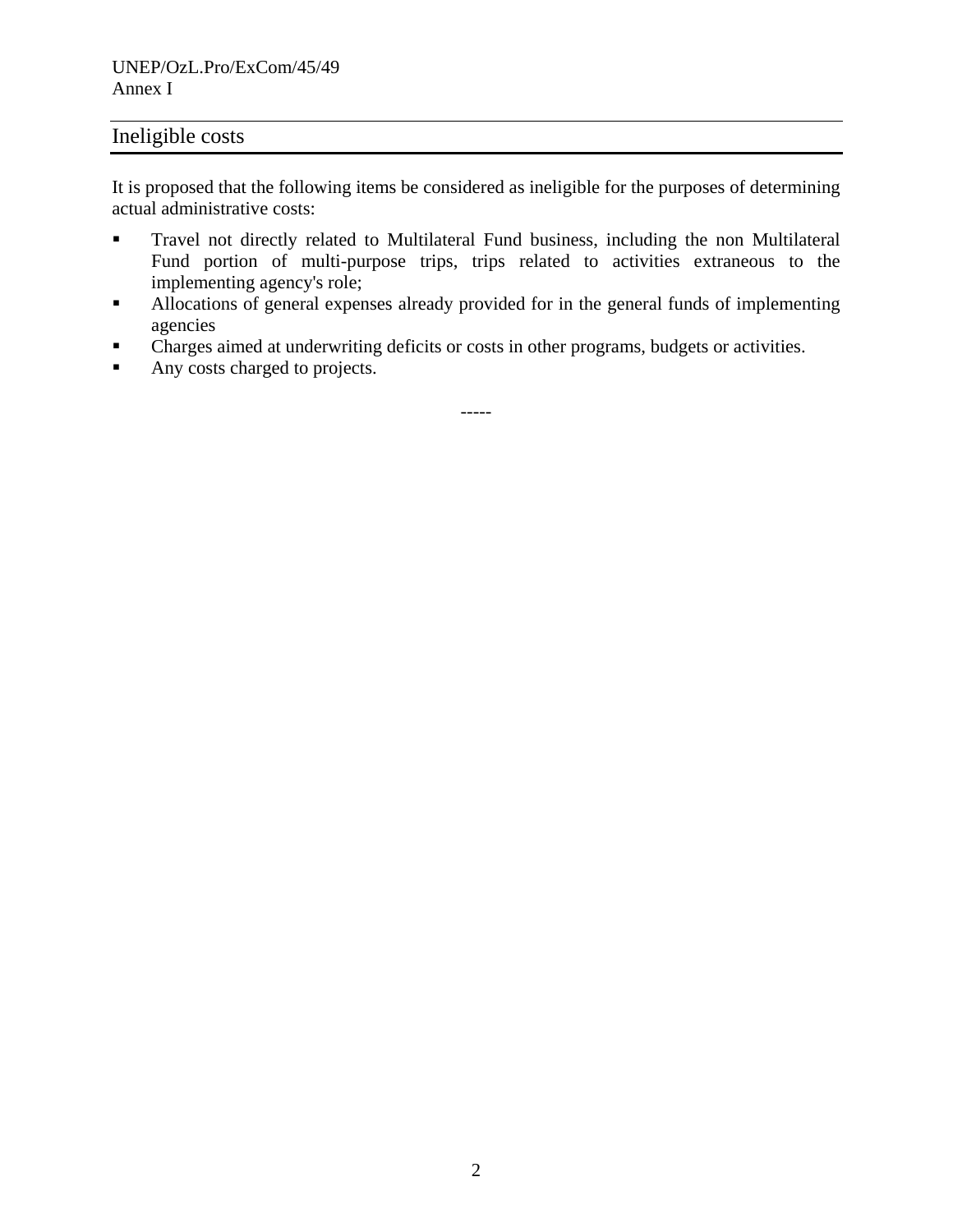## Ineligible costs

It is proposed that the following items be considered as ineligible for the purposes of determining actual administrative costs:

- Travel not directly related to Multilateral Fund business, including the non Multilateral Fund portion of multi-purpose trips, trips related to activities extraneous to the implementing agency's role;
- Allocations of general expenses already provided for in the general funds of implementing agencies
- Charges aimed at underwriting deficits or costs in other programs, budgets or activities.
- Any costs charged to projects.

-----